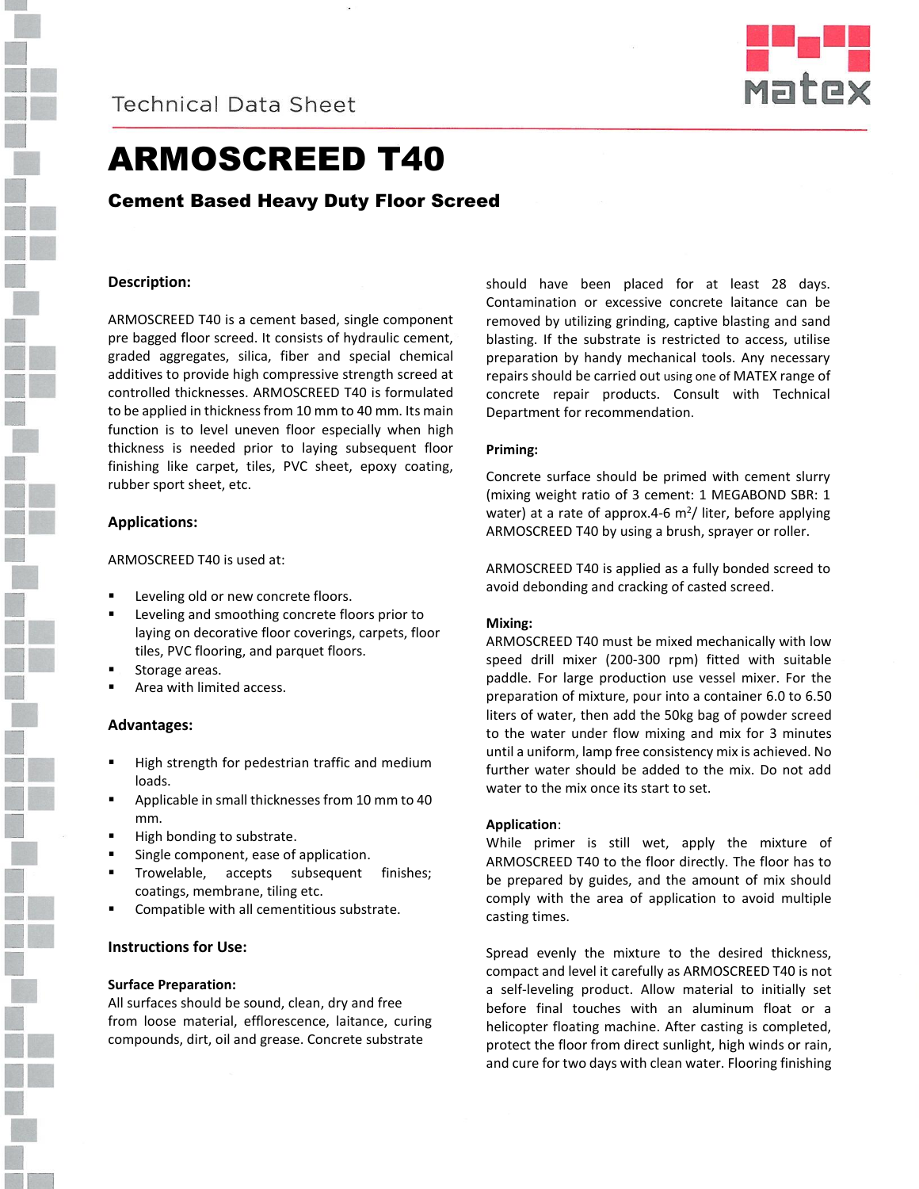Technical Data Sheet

# ARMOSCREED T40

## Cement Based Heavy Duty Floor Screed

### Description:

ARMOSCREED T40 is a cement based, single component pre bagged floor screed. It consists of hydraulic cement, graded aggregates, silica, fiber and special chemical additives to provide high compressive strength screed at controlled thicknesses. ARMOSCREED T40 is formulated to be applied in thickness from 10 mm to 40 mm. Its main function is to level uneven floor especially when high thickness is needed prior to laying subsequent floor finishing like carpet, tiles, PVC sheet, epoxy coating, rubber sport sheet, etc.

### Applications:

ARMOSCREED T40 is used at:

- Leveling old or new concrete floors.
- Leveling and smoothing concrete floors prior to laying on decorative floor coverings, carpets, floor tiles, PVC flooring, and parquet floors.
- Storage areas.
- Area with limited access.

### Advantages:

- High strength for pedestrian traffic and medium loads.
- Applicable in small thicknesses from 10 mm to 40 mm.
- High bonding to substrate.
- Single component, ease of application.
- Trowelable, accepts subsequent finishes; coatings, membrane, tiling etc.
- Compatible with all cementitious substrate.

### Instructions for Use:

**Surface Preparation:**

All surfaces should be sound, clean, dry and free from loose material, efflorescence, laitance, curing compounds, dirt, oil and grease. Concrete substrate should have been placed for at least 28 days. Contamination or excessive concrete laitance can be removed by utilizing grinding, captive blasting and sand blasting. If the substrate is restricted to access, utilise preparation by handy mechanical tools. Any necessary repairs should be carried out using one of MATEX range of concrete repair products. Consult with Technical Department for recommendation.

**Priming:**

Concrete surface should be primed with cement slurry (mixing weight ratio of 3 cement: 1 MEGABOND SBR: 1 water) at a rate of approx.4-6 m$^2$/ liter, before applying ARMOSCREED T40 by using a brush, sprayer or roller.

ARMOSCREED T40 is applied as a fully bonded screed to avoid debonding and cracking of casted screed.

**Mixing:**

ARMOSCREED T40 must be mixed mechanically with low speed drill mixer (200-300 rpm) fitted with suitable paddle. For large production use vessel mixer. For the preparation of mixture, pour into a container 6.0 to 6.50 liters of water, then add the 50kg bag of powder screed to the water under flow mixing and mix for 3 minutes until a uniform, lamp free consistency mix is achieved. No further water should be added to the mix. Do not add water to the mix once its start to set.

**Application**:

While primer is still wet, apply the mixture of ARMOSCREED T40 to the floor directly. The floor has to be prepared by guides, and the amount of mix should comply with the area of application to avoid multiple casting times.

Spread evenly the mixture to the desired thickness, compact and level it carefully as ARMOSCREED T40 is not a self-leveling product. Allow material to initially set before final touches with an aluminum float or a helicopter floating machine. After casting is completed, protect the floor from direct sunlight, high winds or rain, and cure for two days with clean water. Flooring finishing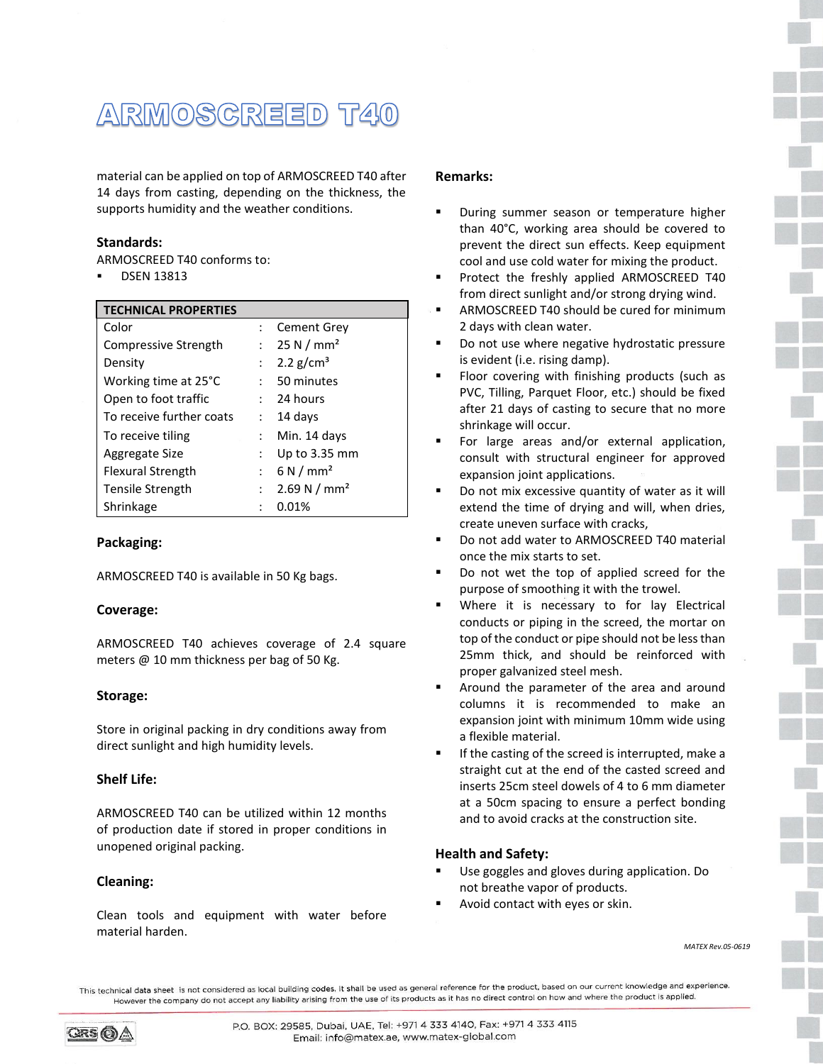# ARMOSCREED T40

material can be applied on top of ARMOSCREED T40 after 14 days from casting, depending on the thickness, the supports humidity and the weather conditions.

**Standards:**

ARMOSCREED T40 conforms to:

- DSEN 13813

| TECHNICAL PROPERTIES | | |
|---|---|---|
| Color | : | Cement Grey |
| Compressive Strength | : | 25 N / mm² |
| Density | : | 2.2 g/cm³ |
| Working time at 25°C | : | 50 minutes |
| Open to foot traffic | : | 24 hours |
| To receive further coats | : | 14 days |
| To receive tiling | : | Min. 14 days |
| Aggregate Size | : | Up to 3.35 mm |
| Flexural Strength | : | 6 N / mm² |
| Tensile Strength | : | 2.69 N / mm² |
| Shrinkage | : | 0.01% |

**Packaging:**

ARMOSCREED T40 is available in 50 Kg bags.

**Coverage:**

ARMOSCREED T40 achieves coverage of 2.4 square meters @ 10 mm thickness per bag of 50 Kg.

**Storage:**

Store in original packing in dry conditions away from direct sunlight and high humidity levels.

**Shelf Life:**

ARMOSCREED T40 can be utilized within 12 months of production date if stored in proper conditions in unopened original packing.

**Cleaning:**

Clean tools and equipment with water before material harden.

**Remarks:**

- During summer season or temperature higher than 40°C, working area should be covered to prevent the direct sun effects. Keep equipment cool and use cold water for mixing the product.
- Protect the freshly applied ARMOSCREED T40 from direct sunlight and/or strong drying wind.
- ARMOSCREED T40 should be cured for minimum 2 days with clean water.
- Do not use where negative hydrostatic pressure is evident (i.e. rising damp).
- Floor covering with finishing products (such as PVC, Tilling, Parquet Floor, etc.) should be fixed after 21 days of casting to secure that no more shrinkage will occur.
- For large areas and/or external application, consult with structural engineer for approved expansion joint applications.
- Do not mix excessive quantity of water as it will extend the time of drying and will, when dries, create uneven surface with cracks,
- Do not add water to ARMOSCREED T40 material once the mix starts to set.
- Do not wet the top of applied screed for the purpose of smoothing it with the trowel.
- Where it is necessary to for lay Electrical conducts or piping in the screed, the mortar on top of the conduct or pipe should not be less than 25mm thick, and should be reinforced with proper galvanized steel mesh.
- Around the parameter of the area and around columns it is recommended to make an expansion joint with minimum 10mm wide using a flexible material.
- If the casting of the screed is interrupted, make a straight cut at the end of the casted screed and inserts 25cm steel dowels of 4 to 6 mm diameter at a 50cm spacing to ensure a perfect bonding and to avoid cracks at the construction site.

**Health and Safety:**

- Use goggles and gloves during application. Do not breathe vapor of products.
- Avoid contact with eyes or skin.

*MATEX Rev.05-0619*

This technical data sheet is not considered as local building codes. It shall be used as general reference for the product, based on our current knowledge and experience. However the company do not accept any liability arising from the use of its products as it has no direct control on how and where the product is applied.

P.O. BOX: 29585, Dubai, UAE, Tel: +971 4 333 4140, Fax: +971 4 333 4115
Email: info@matex.ae, www.matex-global.com